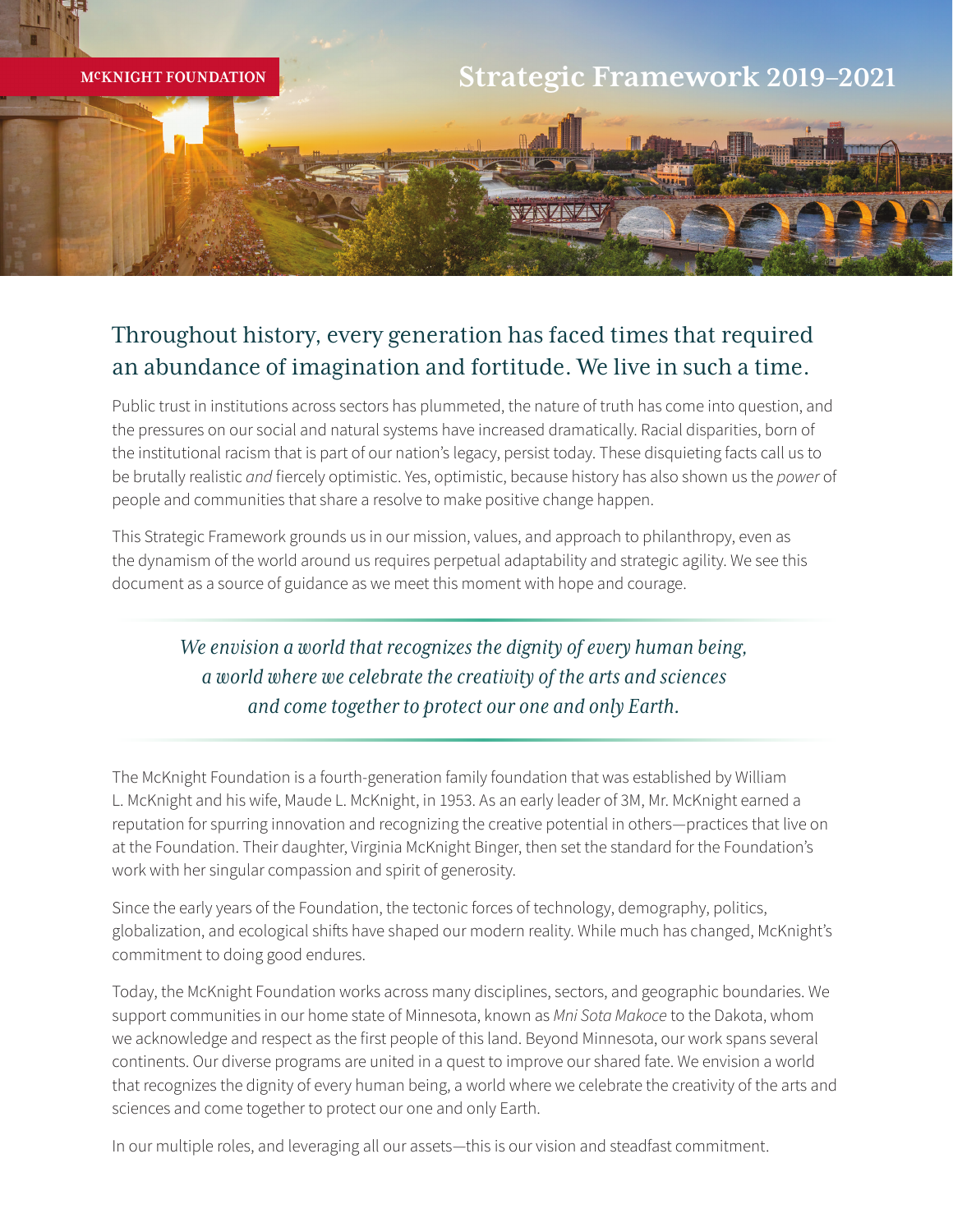McKNIGHT FOUNDATION

# Strategic Framework 2019–2021

## Throughout history, every generation has faced times that required an abundance of imagination and fortitude. We live in such a time.

Public trust in institutions across sectors has plummeted, the nature of truth has come into question, and the pressures on our social and natural systems have increased dramatically. Racial disparities, born of the institutional racism that is part of our nation's legacy, persist today. These disquieting facts call us to be brutally realistic *and* fiercely optimistic. Yes, optimistic, because history has also shown us the *power* of people and communities that share a resolve to make positive change happen.

This Strategic Framework grounds us in our mission, values, and approach to philanthropy, even as the dynamism of the world around us requires perpetual adaptability and strategic agility. We see this document as a source of guidance as we meet this moment with hope and courage.

> *We envision a world that recognizes the dignity of every human being, a world where we celebrate the creativity of the arts and sciences and come together to protect our one and only Earth.*

The McKnight Foundation is a fourth-generation family foundation that was established by William L. McKnight and his wife, Maude L. McKnight, in 1953. As an early leader of 3M, Mr. McKnight earned a reputation for spurring innovation and recognizing the creative potential in others—practices that live on at the Foundation. Their daughter, Virginia McKnight Binger, then set the standard for the Foundation's work with her singular compassion and spirit of generosity.

Since the early years of the Foundation, the tectonic forces of technology, demography, politics, globalization, and ecological shifts have shaped our modern reality. While much has changed, McKnight's commitment to doing good endures.

Today, the McKnight Foundation works across many disciplines, sectors, and geographic boundaries. We support communities in our home state of Minnesota, known as *Mni Sota Makoce* to the Dakota, whom we acknowledge and respect as the first people of this land. Beyond Minnesota, our work spans several continents. Our diverse programs are united in a quest to improve our shared fate. We envision a world that recognizes the dignity of every human being, a world where we celebrate the creativity of the arts and sciences and come together to protect our one and only Earth.

In our multiple roles, and leveraging all our assets—this is our vision and steadfast commitment.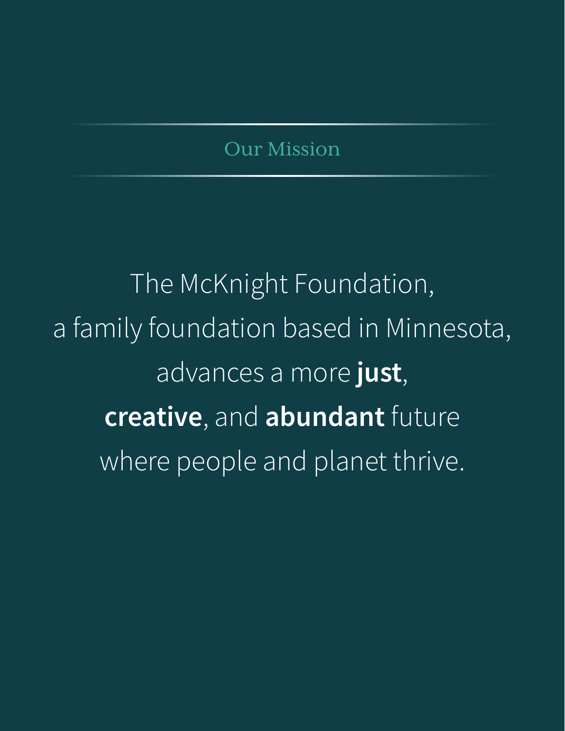## Our Mission

The McKnight Foundation,
a family foundation based in Minnesota,
advances a more **just**,
**creative**, and **abundant** future
where people and planet thrive.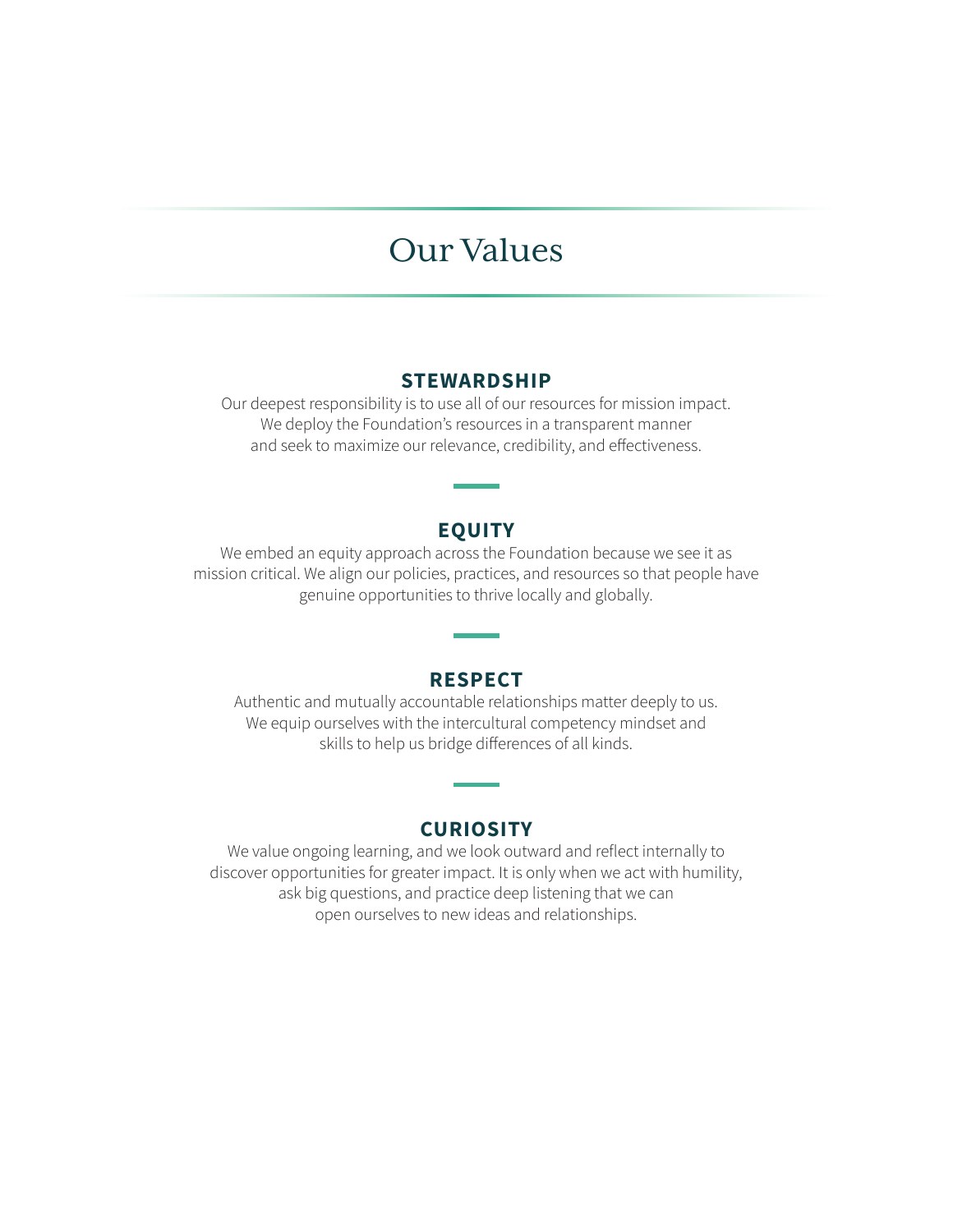# Our Values

## STEWARDSHIP

Our deepest responsibility is to use all of our resources for mission impact. We deploy the Foundation's resources in a transparent manner and seek to maximize our relevance, credibility, and effectiveness.

## EQUITY

We embed an equity approach across the Foundation because we see it as mission critical. We align our policies, practices, and resources so that people have genuine opportunities to thrive locally and globally.

## RESPECT

Authentic and mutually accountable relationships matter deeply to us. We equip ourselves with the intercultural competency mindset and skills to help us bridge differences of all kinds.

## CURIOSITY

We value ongoing learning, and we look outward and reflect internally to discover opportunities for greater impact. It is only when we act with humility, ask big questions, and practice deep listening that we can open ourselves to new ideas and relationships.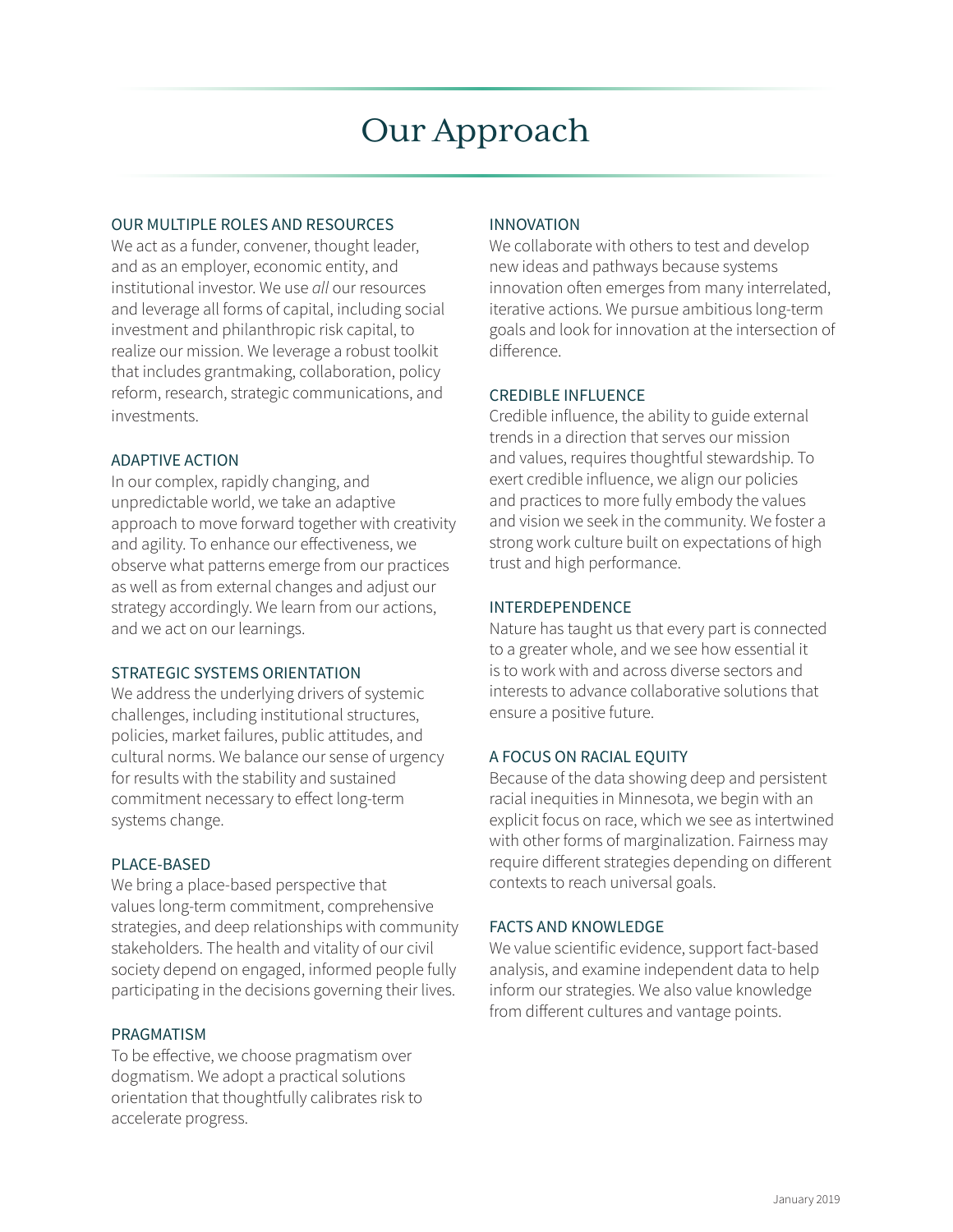# Our Approach

### OUR MULTIPLE ROLES AND RESOURCES

We act as a funder, convener, thought leader, and as an employer, economic entity, and institutional investor. We use *all* our resources and leverage all forms of capital, including social investment and philanthropic risk capital, to realize our mission. We leverage a robust toolkit that includes grantmaking, collaboration, policy reform, research, strategic communications, and investments.

### ADAPTIVE ACTION

In our complex, rapidly changing, and unpredictable world, we take an adaptive approach to move forward together with creativity and agility. To enhance our effectiveness, we observe what patterns emerge from our practices as well as from external changes and adjust our strategy accordingly. We learn from our actions, and we act on our learnings.

### STRATEGIC SYSTEMS ORIENTATION

We address the underlying drivers of systemic challenges, including institutional structures, policies, market failures, public attitudes, and cultural norms. We balance our sense of urgency for results with the stability and sustained commitment necessary to effect long-term systems change.

### PLACE-BASED

We bring a place-based perspective that values long-term commitment, comprehensive strategies, and deep relationships with community stakeholders. The health and vitality of our civil society depend on engaged, informed people fully participating in the decisions governing their lives.

### PRAGMATISM

To be effective, we choose pragmatism over dogmatism. We adopt a practical solutions orientation that thoughtfully calibrates risk to accelerate progress.

### INNOVATION

We collaborate with others to test and develop new ideas and pathways because systems innovation often emerges from many interrelated, iterative actions. We pursue ambitious long-term goals and look for innovation at the intersection of difference.

### CREDIBLE INFLUENCE

Credible influence, the ability to guide external trends in a direction that serves our mission and values, requires thoughtful stewardship. To exert credible influence, we align our policies and practices to more fully embody the values and vision we seek in the community. We foster a strong work culture built on expectations of high trust and high performance.

### INTERDEPENDENCE

Nature has taught us that every part is connected to a greater whole, and we see how essential it is to work with and across diverse sectors and interests to advance collaborative solutions that ensure a positive future.

### A FOCUS ON RACIAL EQUITY

Because of the data showing deep and persistent racial inequities in Minnesota, we begin with an explicit focus on race, which we see as intertwined with other forms of marginalization. Fairness may require different strategies depending on different contexts to reach universal goals.

### FACTS AND KNOWLEDGE

We value scientific evidence, support fact-based analysis, and examine independent data to help inform our strategies. We also value knowledge from different cultures and vantage points.

January 2019